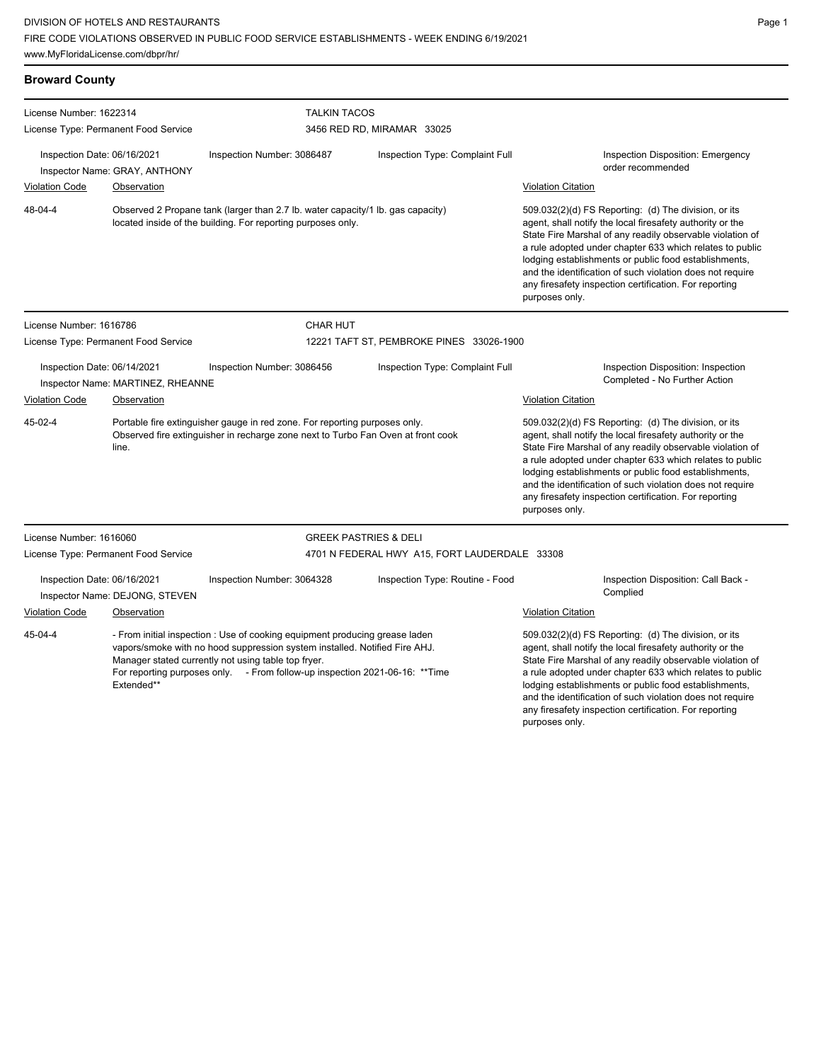DIVISION OF HOTELS AND RESTAURANTS
FIRE CODE VIOLATIONS OBSERVED IN PUBLIC FOOD SERVICE ESTABLISHMENTS - WEEK ENDING 6/19/2021
www.MyFloridaLicense.com/dbpr/hr/

## Broward County

**License Number:** 1622314
**License Type:** Permanent Food Service
**TALKIN TACOS**
3456 RED RD, MIRAMAR 33025

Inspection Date: 06/16/2021
Inspection Number: 3086487
Inspection Type: Complaint Full
Inspection Disposition: Emergency order recommended
Inspector Name: GRAY, ANTHONY

| Violation Code | Observation | Violation Citation |
| --- | --- | --- |
| 48-04-4 | Observed 2 Propane tank (larger than 2.7 lb. water capacity/1 lb. gas capacity) located inside of the building. For reporting purposes only. | 509.032(2)(d) FS Reporting: (d) The division, or its agent, shall notify the local firesafety authority or the State Fire Marshal of any readily observable violation of a rule adopted under chapter 633 which relates to public lodging establishments or public food establishments, and the identification of such violation does not require any firesafety inspection certification. For reporting purposes only. |

**License Number:** 1616786
**License Type:** Permanent Food Service
**CHAR HUT**
12221 TAFT ST, PEMBROKE PINES 33026-1900

Inspection Date: 06/14/2021
Inspection Number: 3086456
Inspection Type: Complaint Full
Inspection Disposition: Inspection Completed - No Further Action
Inspector Name: MARTINEZ, RHEANNE

| Violation Code | Observation | Violation Citation |
| --- | --- | --- |
| 45-02-4 | Portable fire extinguisher gauge in red zone. For reporting purposes only. Observed fire extinguisher in recharge zone next to Turbo Fan Oven at front cook line. | 509.032(2)(d) FS Reporting: (d) The division, or its agent, shall notify the local firesafety authority or the State Fire Marshal of any readily observable violation of a rule adopted under chapter 633 which relates to public lodging establishments or public food establishments, and the identification of such violation does not require any firesafety inspection certification. For reporting purposes only. |

**License Number:** 1616060
**License Type:** Permanent Food Service
**GREEK PASTRIES & DELI**
4701 N FEDERAL HWY A15, FORT LAUDERDALE 33308

Inspection Date: 06/16/2021
Inspection Number: 3064328
Inspection Type: Routine - Food
Inspection Disposition: Call Back - Complied
Inspector Name: DEJONG, STEVEN

| Violation Code | Observation | Violation Citation |
| --- | --- | --- |
| 45-04-4 | - From initial inspection : Use of cooking equipment producing grease laden vapors/smoke with no hood suppression system installed. Notified Fire AHJ. Manager stated currently not using table top fryer. For reporting purposes only. - From follow-up inspection 2021-06-16: **Time Extended** | 509.032(2)(d) FS Reporting: (d) The division, or its agent, shall notify the local firesafety authority or the State Fire Marshal of any readily observable violation of a rule adopted under chapter 633 which relates to public lodging establishments or public food establishments, and the identification of such violation does not require any firesafety inspection certification. For reporting purposes only. |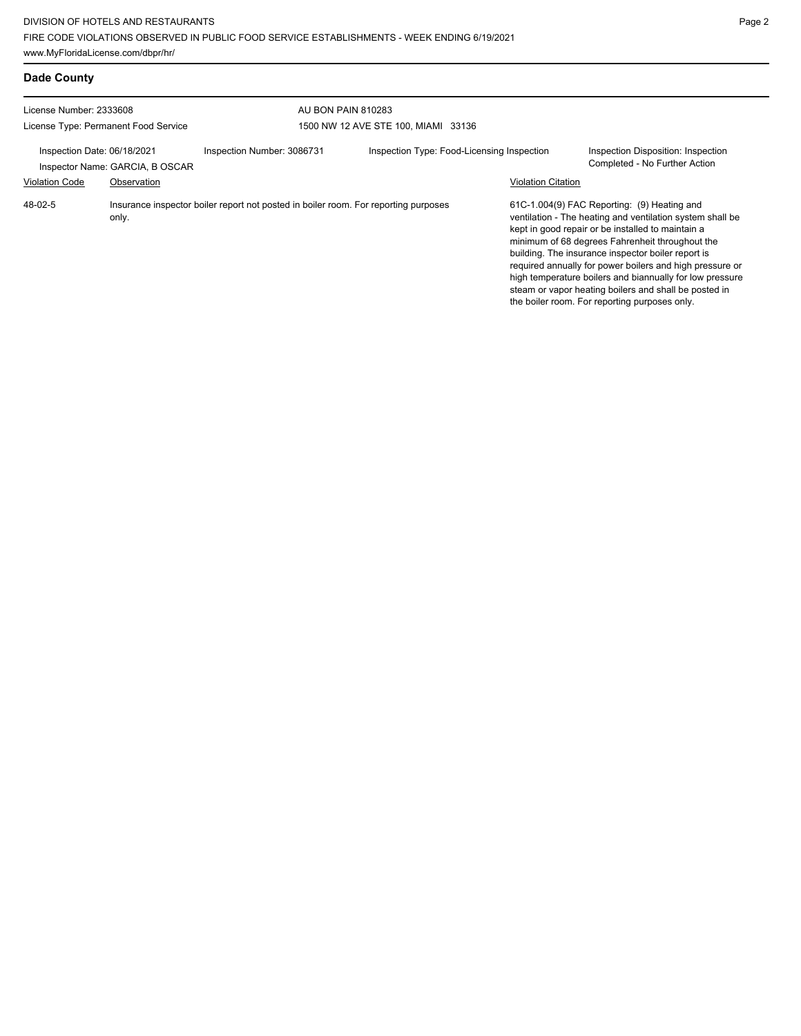## Dade County

License Number: 2333608

License Type: Permanent Food Service

AU BON PAIN 810283

1500 NW 12 AVE STE 100, MIAMI 33136

Inspection Date: 06/18/2021

Inspector Name: GARCIA, B OSCAR

Inspection Number: 3086731

Inspection Type: Food-Licensing Inspection

Inspection Disposition: Inspection Completed - No Further Action

| Violation Code | Observation | Violation Citation |
|---|---|---|
| 48-02-5 | Insurance inspector boiler report not posted in boiler room. For reporting purposes only. | 61C-1.004(9) FAC Reporting: (9) Heating and ventilation - The heating and ventilation system shall be kept in good repair or be installed to maintain a minimum of 68 degrees Fahrenheit throughout the building. The insurance inspector boiler report is required annually for power boilers and high pressure or high temperature boilers and biannually for low pressure steam or vapor heating boilers and shall be posted in the boiler room. For reporting purposes only. |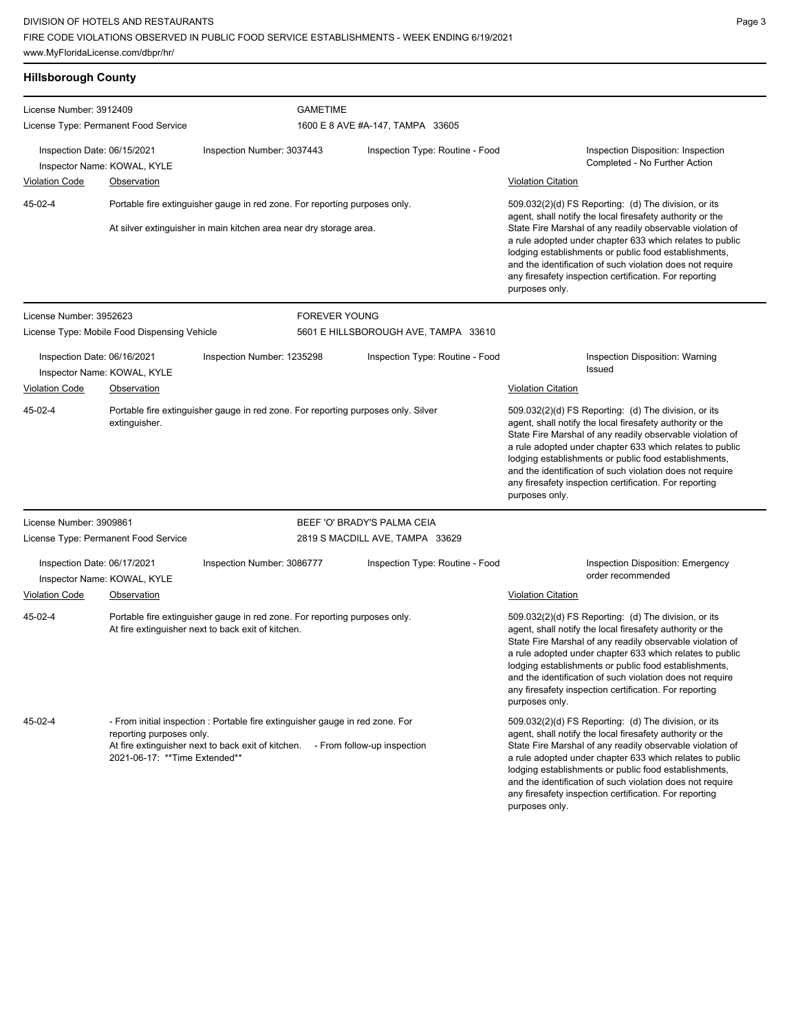## Hillsborough County

**License Number:** 3912409
**License Type:** Permanent Food Service

**GAMETIME**
1600 E 8 AVE #A-147, TAMPA 33605

**Inspection Date:** 06/15/2021
**Inspection Number:** 3037443
**Inspection Type:** Routine - Food
**Inspector Name:** KOWAL, KYLE
**Inspection Disposition:** Inspection Completed - No Further Action

| Violation Code | Observation | Violation Citation |
| --- | --- | --- |
| 45-02-4 | Portable fire extinguisher gauge in red zone. For reporting purposes only. At silver extinguisher in main kitchen area near dry storage area. | 509.032(2)(d) FS Reporting: (d) The division, or its agent, shall notify the local firesafety authority or the State Fire Marshal of any readily observable violation of a rule adopted under chapter 633 which relates to public lodging establishments or public food establishments, and the identification of such violation does not require any firesafety inspection certification. For reporting purposes only. |

---

**License Number:** 3952623
**License Type:** Mobile Food Dispensing Vehicle

**FOREVER YOUNG**
5601 E HILLSBOROUGH AVE, TAMPA 33610

**Inspection Date:** 06/16/2021
**Inspection Number:** 1235298
**Inspection Type:** Routine - Food
**Inspector Name:** KOWAL, KYLE
**Inspection Disposition:** Warning Issued

| Violation Code | Observation | Violation Citation |
| --- | --- | --- |
| 45-02-4 | Portable fire extinguisher gauge in red zone. For reporting purposes only. Silver extinguisher. | 509.032(2)(d) FS Reporting: (d) The division, or its agent, shall notify the local firesafety authority or the State Fire Marshal of any readily observable violation of a rule adopted under chapter 633 which relates to public lodging establishments or public food establishments, and the identification of such violation does not require any firesafety inspection certification. For reporting purposes only. |

---

**License Number:** 3909861
**License Type:** Permanent Food Service

**BEEF 'O' BRADY'S PALMA CEIA**
2819 S MACDILL AVE, TAMPA 33629

**Inspection Date:** 06/17/2021
**Inspection Number:** 3086777
**Inspection Type:** Routine - Food
**Inspector Name:** KOWAL, KYLE
**Inspection Disposition:** Emergency order recommended

| Violation Code | Observation | Violation Citation |
| --- | --- | --- |
| 45-02-4 | Portable fire extinguisher gauge in red zone. For reporting purposes only. At fire extinguisher next to back exit of kitchen. | 509.032(2)(d) FS Reporting: (d) The division, or its agent, shall notify the local firesafety authority or the State Fire Marshal of any readily observable violation of a rule adopted under chapter 633 which relates to public lodging establishments or public food establishments, and the identification of such violation does not require any firesafety inspection certification. For reporting purposes only. |
| 45-02-4 | - From initial inspection : Portable fire extinguisher gauge in red zone. For reporting purposes only. At fire extinguisher next to back exit of kitchen. - From follow-up inspection 2021-06-17: **Time Extended** | 509.032(2)(d) FS Reporting: (d) The division, or its agent, shall notify the local firesafety authority or the State Fire Marshal of any readily observable violation of a rule adopted under chapter 633 which relates to public lodging establishments or public food establishments, and the identification of such violation does not require any firesafety inspection certification. For reporting purposes only. |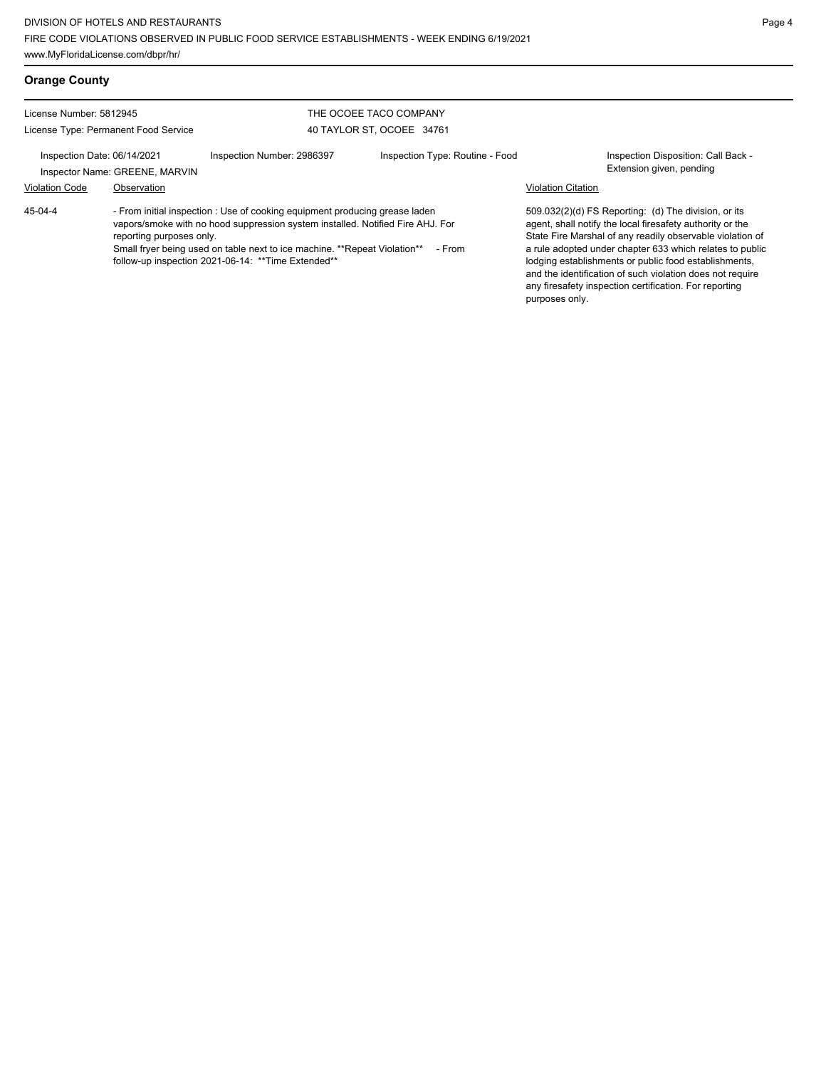## Orange County

License Number: 5812945
License Type: Permanent Food Service

THE OCOEE TACO COMPANY
40 TAYLOR ST, OCOEE 34761

Inspection Date: 06/14/2021
Inspector Name: GREENE, MARVIN
Inspection Number: 2986397
Inspection Type: Routine - Food
Inspection Disposition: Call Back - Extension given, pending

| Violation Code | Observation | Violation Citation |
|---|---|---|
| 45-04-4 | - From initial inspection : Use of cooking equipment producing grease laden vapors/smoke with no hood suppression system installed. Notified Fire AHJ. For reporting purposes only. Small fryer being used on table next to ice machine. **Repeat Violation** - From follow-up inspection 2021-06-14: **Time Extended** | 509.032(2)(d) FS Reporting: (d) The division, or its agent, shall notify the local firesafety authority or the State Fire Marshal of any readily observable violation of a rule adopted under chapter 633 which relates to public lodging establishments or public food establishments, and the identification of such violation does not require any firesafety inspection certification. For reporting purposes only. |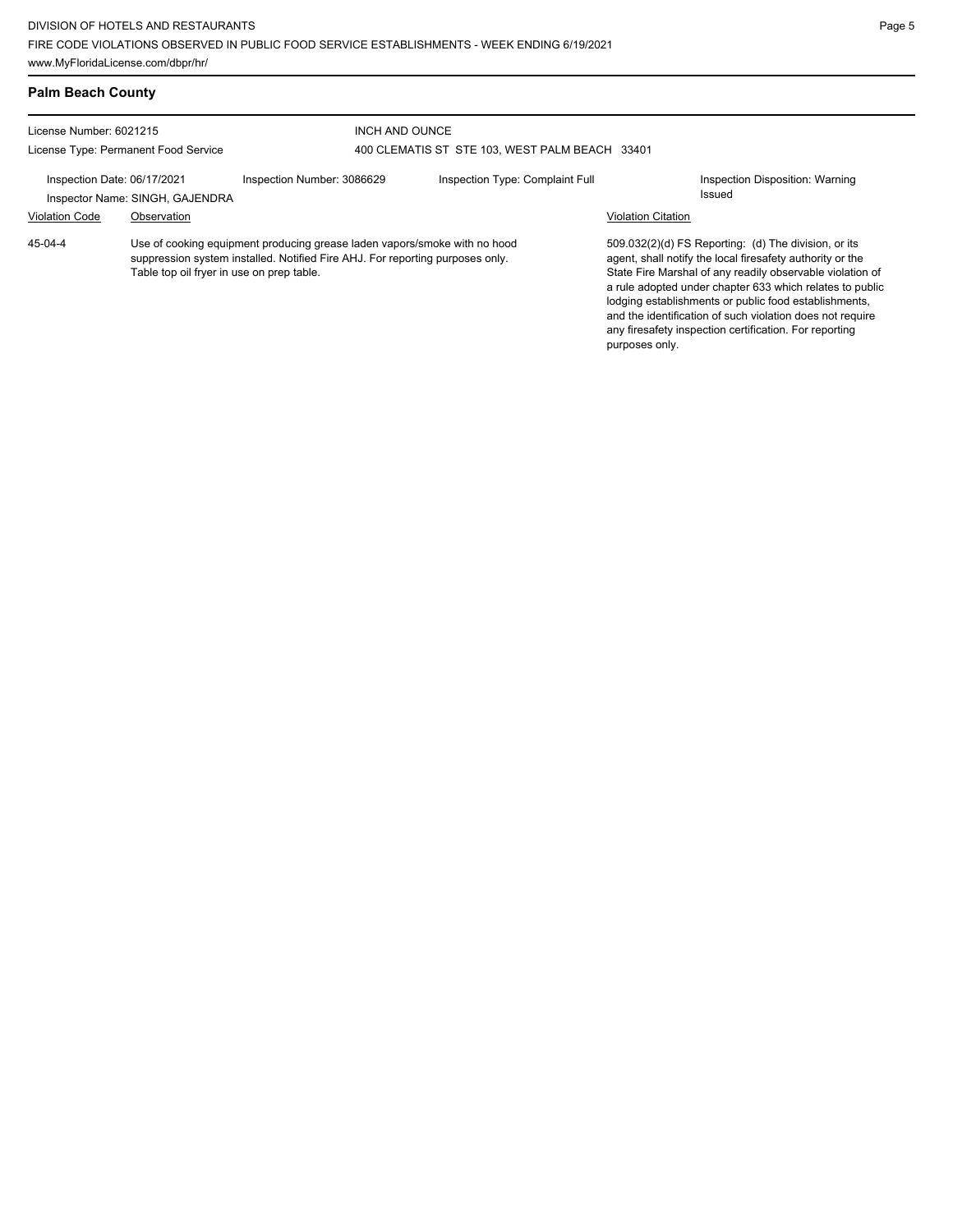DIVISION OF HOTELS AND RESTAURANTS
FIRE CODE VIOLATIONS OBSERVED IN PUBLIC FOOD SERVICE ESTABLISHMENTS - WEEK ENDING 6/19/2021
www.MyFloridaLicense.com/dbpr/hr/

## Palm Beach County

License Number: 6021215
License Type: Permanent Food Service

INCH AND OUNCE
400 CLEMATIS ST STE 103, WEST PALM BEACH 33401

Inspection Date: 06/17/2021
Inspector Name: SINGH, GAJENDRA
Inspection Number: 3086629
Inspection Type: Complaint Full
Inspection Disposition: Warning Issued

| Violation Code | Observation | Violation Citation |
|---|---|---|
| 45-04-4 | Use of cooking equipment producing grease laden vapors/smoke with no hood suppression system installed. Notified Fire AHJ. For reporting purposes only. Table top oil fryer in use on prep table. | 509.032(2)(d) FS Reporting: (d) The division, or its agent, shall notify the local firesafety authority or the State Fire Marshal of any readily observable violation of a rule adopted under chapter 633 which relates to public lodging establishments or public food establishments, and the identification of such violation does not require any firesafety inspection certification. For reporting purposes only. |